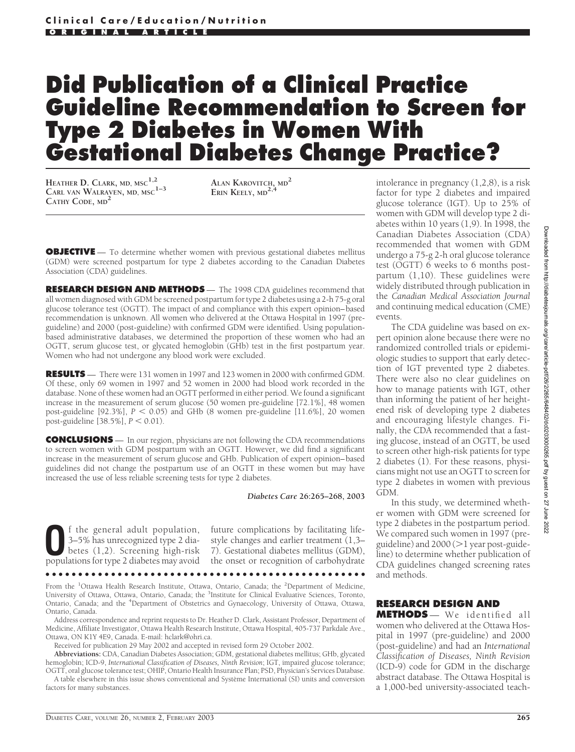**Clinical Care/Education/Nutrition**

**ORIGINAL ARTICLE**

# Did Publication of a Clinical Practice Guideline Recommendation to Screen for Type 2 Diabetes in Women With Gestational Diabetes Change Practice?

HEATHER D. CLARK, MD, MSC[1,2]
CARL VAN WALRAVEN, MD, MSC[1–3]
CATHY CODE, MD[2]
ALAN KAROVITCH, MD[2]
ERIN KEELY, MD[2,4]

**OBJECTIVE** — To determine whether women with previous gestational diabetes mellitus (GDM) were screened postpartum for type 2 diabetes according to the Canadian Diabetes Association (CDA) guidelines.

**RESEARCH DESIGN AND METHODS** — The 1998 CDA guidelines recommend that all women diagnosed with GDM be screened postpartum for type 2 diabetes using a 2-h 75-g oral glucose tolerance test (OGTT). The impact of and compliance with this expert opinion–based recommendation is unknown. All women who delivered at the Ottawa Hospital in 1997 (pre-guideline) and 2000 (post-guideline) with confirmed GDM were identified. Using population-based administrative databases, we determined the proportion of these women who had an OGTT, serum glucose test, or glycated hemoglobin (GHb) test in the first postpartum year. Women who had not undergone any blood work were excluded.

**RESULTS** — There were 131 women in 1997 and 123 women in 2000 with confirmed GDM. Of these, only 69 women in 1997 and 52 women in 2000 had blood work recorded in the database. None of these women had an OGTT performed in either period. We found a significant increase in the measurement of serum glucose (50 women pre-guideline [72.1%], 48 women post-guideline [92.3%], $P < 0.05$) and GHb (8 women pre-guideline [11.6%], 20 women post-guideline [38.5%], $P < 0.01$).

**CONCLUSIONS** — In our region, physicians are not following the CDA recommendations to screen women with GDM postpartum with an OGTT. However, we did find a significant increase in the measurement of serum glucose and GHb. Publication of expert opinion–based guidelines did not change the postpartum use of an OGTT in these women but may have increased the use of less reliable screening tests for type 2 diabetes.

*Diabetes Care* 26:265–268, 2003

Of the general adult population, 3–5% has unrecognized type 2 diabetes (1,2). Screening high-risk populations for type 2 diabetes may avoid future complications by facilitating lifestyle changes and earlier treatment (1,3–7). Gestational diabetes mellitus (GDM), the onset or recognition of carbohydrate intolerance in pregnancy (1,2,8), is a risk factor for type 2 diabetes and impaired glucose tolerance (IGT). Up to 25% of women with GDM will develop type 2 diabetes within 10 years (1,9). In 1998, the Canadian Diabetes Association (CDA) recommended that women with GDM undergo a 75-g 2-h oral glucose tolerance test (OGTT) 6 weeks to 6 months postpartum (1,10). These guidelines were widely distributed through publication in the *Canadian Medical Association Journal* and continuing medical education (CME) events.

The CDA guideline was based on expert opinion alone because there were no randomized controlled trials or epidemiologic studies to support that early detection of IGT prevented type 2 diabetes. There were also no clear guidelines on how to manage patients with IGT, other than informing the patient of her heightened risk of developing type 2 diabetes and encouraging lifestyle changes. Finally, the CDA recommended that a fasting glucose, instead of an OGTT, be used to screen other high-risk patients for type 2 diabetes (1). For these reasons, physicians might not use an OGTT to screen for type 2 diabetes in women with previous GDM.

In this study, we determined whether women with GDM were screened for type 2 diabetes in the postpartum period. We compared such women in 1997 (pre-guideline) and 2000 (>1 year post-guideline) to determine whether publication of CDA guidelines changed screening rates and methods.

## RESEARCH DESIGN AND METHODS

— We identified all women who delivered at the Ottawa Hospital in 1997 (pre-guideline) and 2000 (post-guideline) and had an *International Classification of Diseases, Ninth Revision* (ICD-9) code for GDM in the discharge abstract database. The Ottawa Hospital is a 1,000-bed university-associated teach-

From the [1]Ottawa Health Research Institute, Ottawa, Ontario, Canada; the [2]Department of Medicine, University of Ottawa, Ottawa, Ontario, Canada; the [3]Institute for Clinical Evaluative Sciences, Toronto, Ontario, Canada; and the [4]Department of Obstetrics and Gynaecology, University of Ottawa, Ottawa, Ontario, Canada.

Address correspondence and reprint requests to Dr. Heather D. Clark, Assistant Professor, Department of Medicine, Affiliate Investigator, Ottawa Health Research Institute, Ottawa Hospital, 405-737 Parkdale Ave., Ottawa, ON K1Y 4E9, Canada. E-mail: hclark@ohri.ca.

Received for publication 29 May 2002 and accepted in revised form 29 October 2002.

**Abbreviations:** CDA, Canadian Diabetes Association; GDM, gestational diabetes mellitus; GHb, glycated hemoglobin; ICD-9, *International Classification of Diseases, Ninth Revision*; IGT, impaired glucose tolerance; OGTT, oral glucose tolerance test; OHIP, Ontario Health Insurance Plan; PSD, Physician's Services Database.

A table elsewhere in this issue shows conventional and Système International (SI) units and conversion factors for many substances.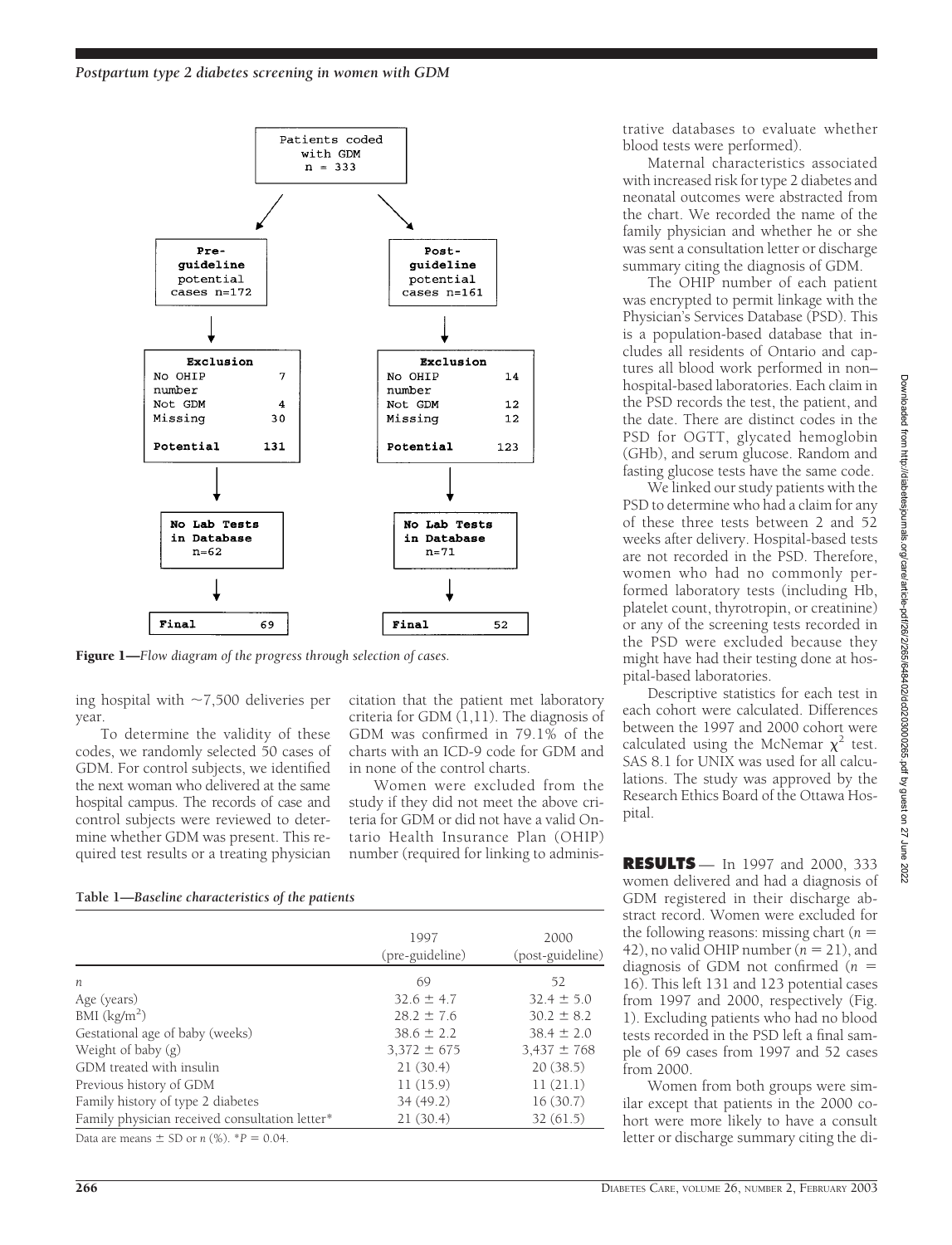Figure 1—*Flow diagram of the progress through selection of cases.*

ing hospital with ~7,500 deliveries per year.

To determine the validity of these codes, we randomly selected 50 cases of GDM. For control subjects, we identified the next woman who delivered at the same hospital campus. The records of case and control subjects were reviewed to determine whether GDM was present. This required test results or a treating physician citation that the patient met laboratory criteria for GDM (1,11). The diagnosis of GDM was confirmed in 79.1% of the charts with an ICD-9 code for GDM and in none of the control charts.

Women were excluded from the study if they did not meet the above criteria for GDM or did not have a valid Ontario Health Insurance Plan (OHIP) number (required for linking to administrative databases to evaluate whether blood tests were performed).

Maternal characteristics associated with increased risk for type 2 diabetes and neonatal outcomes were abstracted from the chart. We recorded the name of the family physician and whether he or she was sent a consultation letter or discharge summary citing the diagnosis of GDM.

The OHIP number of each patient was encrypted to permit linkage with the Physician's Services Database (PSD). This is a population-based database that includes all residents of Ontario and captures all blood work performed in non–hospital-based laboratories. Each claim in the PSD records the test, the patient, and the date. There are distinct codes in the PSD for OGTT, glycated hemoglobin (GHb), and serum glucose. Random and fasting glucose tests have the same code.

We linked our study patients with the PSD to determine who had a claim for any of these three tests between 2 and 52 weeks after delivery. Hospital-based tests are not recorded in the PSD. Therefore, women who had no commonly performed laboratory tests (including Hb, platelet count, thyrotropin, or creatinine) or any of the screening tests recorded in the PSD were excluded because they might have had their testing done at hospital-based laboratories.

Descriptive statistics for each test in each cohort were calculated. Differences between the 1997 and 2000 cohort were calculated using the McNemar $\chi^2$ test. SAS 8.1 for UNIX was used for all calculations. The study was approved by the Research Ethics Board of the Ottawa Hospital.

**Table 1—***Baseline characteristics of the patients*

| | 1997 (pre-guideline) | 2000 (post-guideline) |
|---|---|---|
| $n$ | 69 | 52 |
| Age (years) | 32.6 ± 4.7 | 32.4 ± 5.0 |
| BMI (kg/m$^2$) | 28.2 ± 7.6 | 30.2 ± 8.2 |
| Gestational age of baby (weeks) | 38.6 ± 2.2 | 38.4 ± 2.0 |
| Weight of baby (g) | 3,372 ± 675 | 3,437 ± 768 |
| GDM treated with insulin | 21 (30.4) | 20 (38.5) |
| Previous history of GDM | 11 (15.9) | 11 (21.1) |
| Family history of type 2 diabetes | 34 (49.2) | 16 (30.7) |
| Family physician received consultation letter* | 21 (30.4) | 32 (61.5) |

Data are means ± SD or $n$ (%). *$P = 0.04$.

## RESULTS

In 1997 and 2000, 333 women delivered and had a diagnosis of GDM registered in their discharge abstract record. Women were excluded for the following reasons: missing chart ($n$ = 42), no valid OHIP number ($n$ = 21), and diagnosis of GDM not confirmed ($n$ = 16). This left 131 and 123 potential cases from 1997 and 2000, respectively (Fig. 1). Excluding patients who had no blood tests recorded in the PSD left a final sample of 69 cases from 1997 and 52 cases from 2000.

Women from both groups were similar except that patients in the 2000 cohort were more likely to have a consult letter or discharge summary citing the di-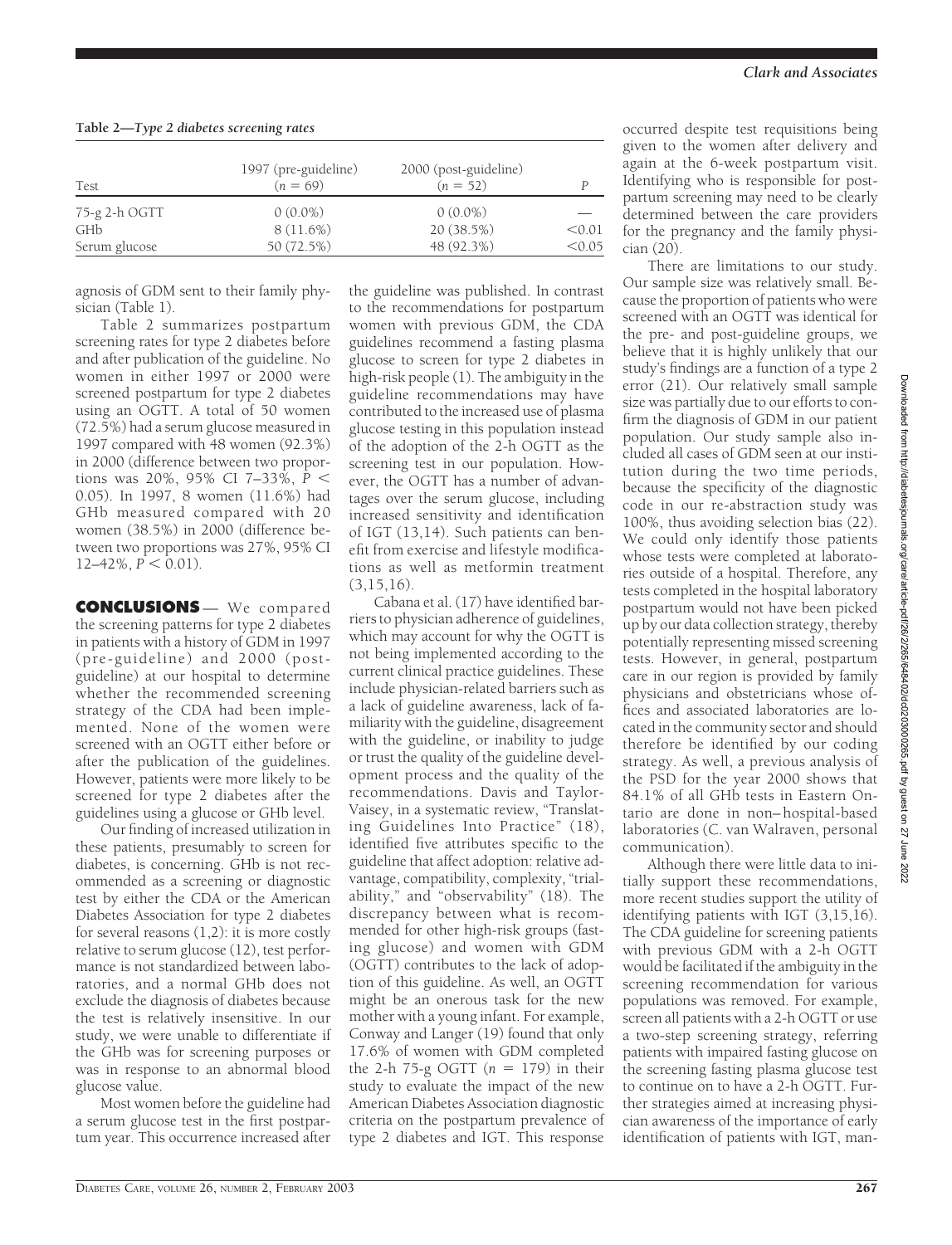**Table 2—*Type 2 diabetes screening rates***

| Test | 1997 (pre-guideline) ($n$ = 69) | 2000 (post-guideline) ($n$ = 52) | *P* |
|---|---|---|---|
| 75-g 2-h OGTT | 0 (0.0%) | 0 (0.0%) | — |
| GHb | 8 (11.6%) | 20 (38.5%) | <0.01 |
| Serum glucose | 50 (72.5%) | 48 (92.3%) | <0.05 |

agnosis of GDM sent to their family physician (Table 1).

Table 2 summarizes postpartum screening rates for type 2 diabetes before and after publication of the guideline. No women in either 1997 or 2000 were screened postpartum for type 2 diabetes using an OGTT. A total of 50 women (72.5%) had a serum glucose measured in 1997 compared with 48 women (92.3%) in 2000 (difference between two proportions was 20%, 95% CI 7–33%, $P < 0.05$). In 1997, 8 women (11.6%) had GHb measured compared with 20 women (38.5%) in 2000 (difference between two proportions was 27%, 95% CI 12–42%, $P < 0.01$).

## CONCLUSIONS

We compared the screening patterns for type 2 diabetes in patients with a history of GDM in 1997 (pre-guideline) and 2000 (post-guideline) at our hospital to determine whether the recommended screening strategy of the CDA had been implemented. None of the women were screened with an OGTT either before or after the publication of the guidelines. However, patients were more likely to be screened for type 2 diabetes after the guidelines using a glucose or GHb level.

Our finding of increased utilization in these patients, presumably to screen for diabetes, is concerning. GHb is not recommended as a screening or diagnostic test by either the CDA or the American Diabetes Association for type 2 diabetes for several reasons (1,2): it is more costly relative to serum glucose (12), test performance is not standardized between laboratories, and a normal GHb does not exclude the diagnosis of diabetes because the test is relatively insensitive. In our study, we were unable to differentiate if the GHb was for screening purposes or was in response to an abnormal blood glucose value.

Most women before the guideline had a serum glucose test in the first postpartum year. This occurrence increased after the guideline was published. In contrast to the recommendations for postpartum women with previous GDM, the CDA guidelines recommend a fasting plasma glucose to screen for type 2 diabetes in high-risk people (1). The ambiguity in the guideline recommendations may have contributed to the increased use of plasma glucose testing in this population instead of the adoption of the 2-h OGTT as the screening test in our population. However, the OGTT has a number of advantages over the serum glucose, including increased sensitivity and identification of IGT (13,14). Such patients can benefit from exercise and lifestyle modifications as well as metformin treatment (3,15,16).

Cabana et al. (17) have identified barriers to physician adherence of guidelines, which may account for why the OGTT is not being implemented according to the current clinical practice guidelines. These include physician-related barriers such as a lack of guideline awareness, lack of familiarity with the guideline, disagreement with the guideline, or inability to judge or trust the quality of the guideline development process and the quality of the recommendations. Davis and Taylor-Vaisey, in a systematic review, "Translating Guidelines Into Practice" (18), identified five attributes specific to the guideline that affect adoption: relative advantage, compatibility, complexity, "trialability," and "observability" (18). The discrepancy between what is recommended for other high-risk groups (fasting glucose) and women with GDM (OGTT) contributes to the lack of adoption of this guideline. As well, an OGTT might be an onerous task for the new mother with a young infant. For example, Conway and Langer (19) found that only 17.6% of women with GDM completed the 2-h 75-g OGTT ($n$ = 179) in their study to evaluate the impact of the new American Diabetes Association diagnostic criteria on the postpartum prevalence of type 2 diabetes and IGT. This response occurred despite test requisitions being given to the women after delivery and again at the 6-week postpartum visit. Identifying who is responsible for postpartum screening may need to be clearly determined between the care providers for the pregnancy and the family physician (20).

There are limitations to our study. Our sample size was relatively small. Because the proportion of patients who were screened with an OGTT was identical for the pre- and post-guideline groups, we believe that it is highly unlikely that our study's findings are a function of a type 2 error (21). Our relatively small sample size was partially due to our efforts to confirm the diagnosis of GDM in our patient population. Our study sample also included all cases of GDM seen at our institution during the two time periods, because the specificity of the diagnostic code in our re-abstraction study was 100%, thus avoiding selection bias (22). We could only identify those patients whose tests were completed at laboratories outside of a hospital. Therefore, any tests completed in the hospital laboratory postpartum would not have been picked up by our data collection strategy, thereby potentially representing missed screening tests. However, in general, postpartum care in our region is provided by family physicians and obstetricians whose offices and associated laboratories are located in the community sector and should therefore be identified by our coding strategy. As well, a previous analysis of the PSD for the year 2000 shows that 84.1% of all GHb tests in Eastern Ontario are done in non–hospital-based laboratories (C. van Walraven, personal communication).

Although there were little data to initially support these recommendations, more recent studies support the utility of identifying patients with IGT (3,15,16). The CDA guideline for screening patients with previous GDM with a 2-h OGTT would be facilitated if the ambiguity in the screening recommendation for various populations was removed. For example, screen all patients with a 2-h OGTT or use a two-step screening strategy, referring patients with impaired fasting glucose on the screening fasting plasma glucose test to continue on to have a 2-h OGTT. Further strategies aimed at increasing physician awareness of the importance of early identification of patients with IGT, man-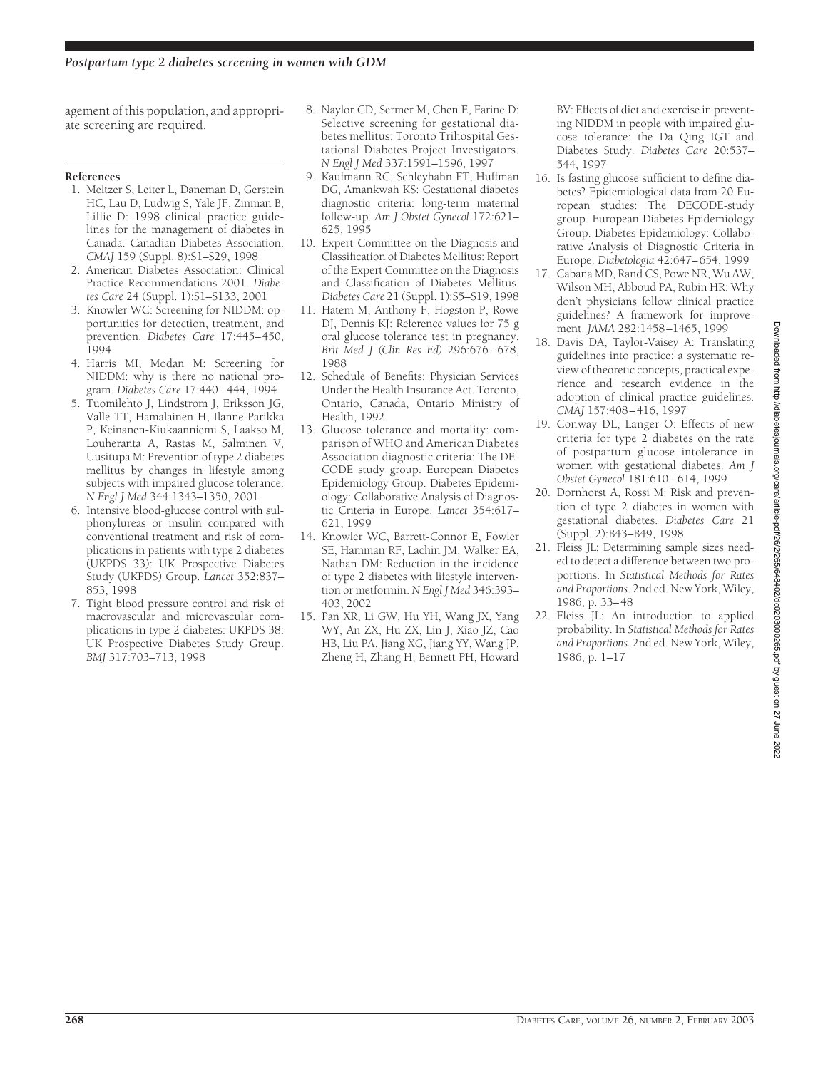agement of this population, and appropriate screening are required.

## References

1. Meltzer S, Leiter L, Daneman D, Gerstein HC, Lau D, Ludwig S, Yale JF, Zinman B, Lillie D: 1998 clinical practice guidelines for the management of diabetes in Canada. Canadian Diabetes Association. *CMAJ* 159 (Suppl. 8):S1–S29, 1998
2. American Diabetes Association: Clinical Practice Recommendations 2001. *Diabetes Care* 24 (Suppl. 1):S1–S133, 2001
3. Knowler WC: Screening for NIDDM: opportunities for detection, treatment, and prevention. *Diabetes Care* 17:445–450, 1994
4. Harris MI, Modan M: Screening for NIDDM: why is there no national program. *Diabetes Care* 17:440–444, 1994
5. Tuomilehto J, Lindstrom J, Eriksson JG, Valle TT, Hamalainen H, Ilanne-Parikka P, Keinanen-Kiukaanniemi S, Laakso M, Louheranta A, Rastas M, Salminen V, Uusitupa M: Prevention of type 2 diabetes mellitus by changes in lifestyle among subjects with impaired glucose tolerance. *N Engl J Med* 344:1343–1350, 2001
6. Intensive blood-glucose control with sulphonylureas or insulin compared with conventional treatment and risk of complications in patients with type 2 diabetes (UKPDS 33): UK Prospective Diabetes Study (UKPDS) Group. *Lancet* 352:837–853, 1998
7. Tight blood pressure control and risk of macrovascular and microvascular complications in type 2 diabetes: UKPDS 38: UK Prospective Diabetes Study Group. *BMJ* 317:703–713, 1998
8. Naylor CD, Sermer M, Chen E, Farine D: Selective screening for gestational diabetes mellitus: Toronto Trihospital Gestational Diabetes Project Investigators. *N Engl J Med* 337:1591–1596, 1997
9. Kaufmann RC, Schleyhahn FT, Huffman DG, Amankwah KS: Gestational diabetes diagnostic criteria: long-term maternal follow-up. *Am J Obstet Gynecol* 172:621–625, 1995
10. Expert Committee on the Diagnosis and Classification of Diabetes Mellitus: Report of the Expert Committee on the Diagnosis and Classification of Diabetes Mellitus. *Diabetes Care* 21 (Suppl. 1):S5–S19, 1998
11. Hatem M, Anthony F, Hogston P, Rowe DJ, Dennis KJ: Reference values for 75 g oral glucose tolerance test in pregnancy. *Brit Med J (Clin Res Ed)* 296:676–678, 1988
12. Schedule of Benefits: Physician Services Under the Health Insurance Act. Toronto, Ontario, Canada, Ontario Ministry of Health, 1992
13. Glucose tolerance and mortality: comparison of WHO and American Diabetes Association diagnostic criteria: The DECODE study group. European Diabetes Epidemiology Group. Diabetes Epidemiology: Collaborative Analysis of Diagnostic Criteria in Europe. *Lancet* 354:617–621, 1999
14. Knowler WC, Barrett-Connor E, Fowler SE, Hamman RF, Lachin JM, Walker EA, Nathan DM: Reduction in the incidence of type 2 diabetes with lifestyle intervention or metformin. *N Engl J Med* 346:393–403, 2002
15. Pan XR, Li GW, Hu YH, Wang JX, Yang WY, An ZX, Hu ZX, Lin J, Xiao JZ, Cao HB, Liu PA, Jiang XG, Jiang YY, Wang JP, Zheng H, Zhang H, Bennett PH, Howard BV: Effects of diet and exercise in preventing NIDDM in people with impaired glucose tolerance: the Da Qing IGT and Diabetes Study. *Diabetes Care* 20:537–544, 1997
16. Is fasting glucose sufficient to define diabetes? Epidemiological data from 20 European studies: The DECODE-study group. European Diabetes Epidemiology Group. Diabetes Epidemiology: Collaborative Analysis of Diagnostic Criteria in Europe. *Diabetologia* 42:647–654, 1999
17. Cabana MD, Rand CS, Powe NR, Wu AW, Wilson MH, Abboud PA, Rubin HR: Why don't physicians follow clinical practice guidelines? A framework for improvement. *JAMA* 282:1458–1465, 1999
18. Davis DA, Taylor-Vaisey A: Translating guidelines into practice: a systematic review of theoretic concepts, practical experience and research evidence in the adoption of clinical practice guidelines. *CMAJ* 157:408–416, 1997
19. Conway DL, Langer O: Effects of new criteria for type 2 diabetes on the rate of postpartum glucose intolerance in women with gestational diabetes. *Am J Obstet Gynecol* 181:610–614, 1999
20. Dornhorst A, Rossi M: Risk and prevention of type 2 diabetes in women with gestational diabetes. *Diabetes Care* 21 (Suppl. 2):B43–B49, 1998
21. Fleiss JL: Determining sample sizes needed to detect a difference between two proportions. In *Statistical Methods for Rates and Proportions*. 2nd ed. New York, Wiley, 1986, p. 33–48
22. Fleiss JL: An introduction to applied probability. In *Statistical Methods for Rates and Proportions*. 2nd ed. New York, Wiley, 1986, p. 1–17